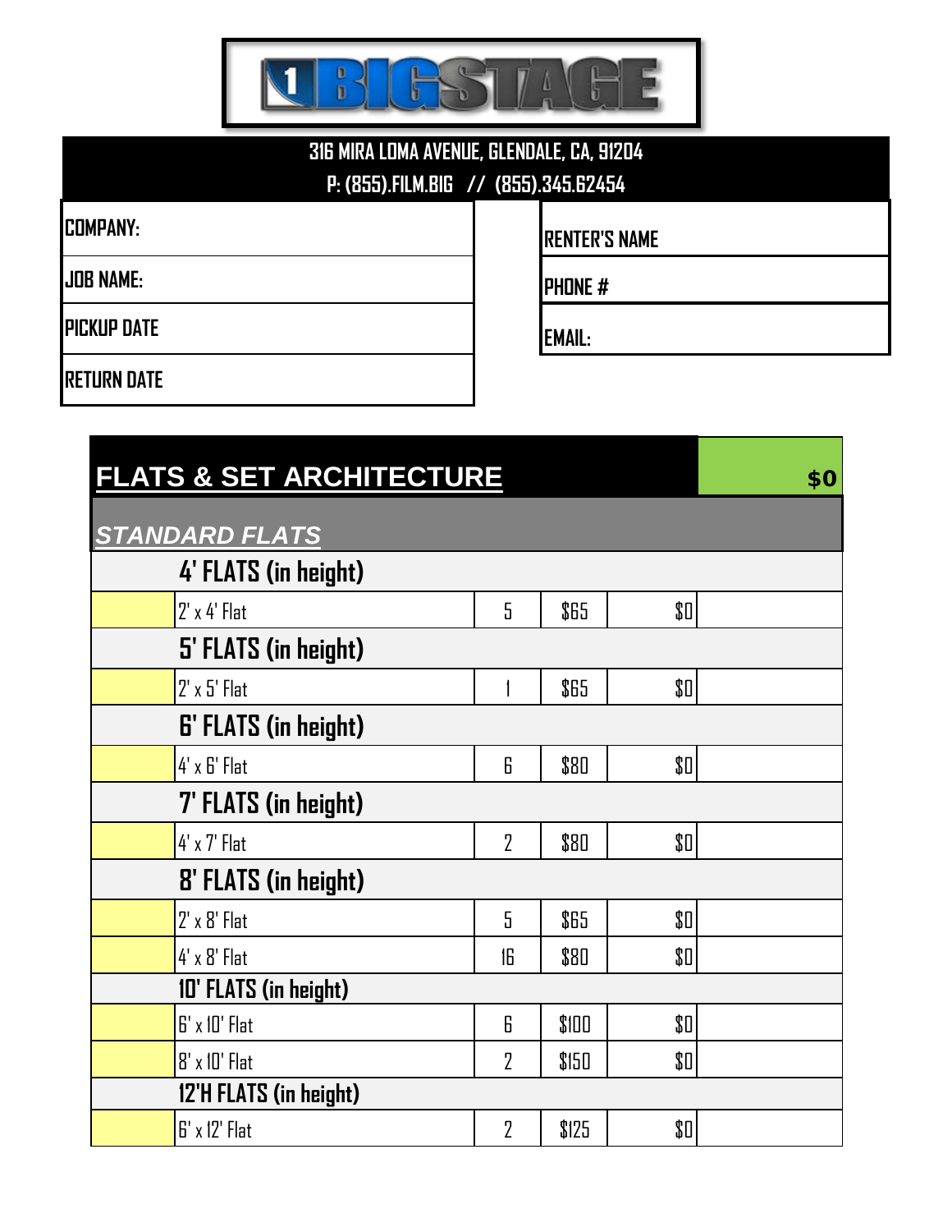# BIGSTAGE

316 MIRA LOMA AVENUE, GLENDALE, CA, 91204

P: (855).FILM.BIG // (855).345.62454

| | |
|---|---|
| COMPANY: | |
| JOB NAME: | |
| PICKUP DATE | |
| RETURN DATE | |

| | |
|---|---|
| RENTER'S NAME | |
| PHONE # | |
| EMAIL: | |

## FLATS & SET ARCHITECTURE

**$0**

### *STANDARD FLATS*

| | Item | Qty | Price | Total | |
|---|---|---|---|---|---|
| | **4' FLATS (in height)** | | | | |
| | 2' x 4' Flat | 5 | $65 | $0 | |
| | **5' FLATS (in height)** | | | | |
| | 2' x 5' Flat | 1 | $65 | $0 | |
| | **6' FLATS (in height)** | | | | |
| | 4' x 6' Flat | 6 | $80 | $0 | |
| | **7' FLATS (in height)** | | | | |
| | 4' x 7' Flat | 2 | $80 | $0 | |
| | **8' FLATS (in height)** | | | | |
| | 2' x 8' Flat | 5 | $65 | $0 | |
| | 4' x 8' Flat | 16 | $80 | $0 | |
| | **10' FLATS (in height)** | | | | |
| | 6' x 10' Flat | 6 | $100 | $0 | |
| | 8' x 10' Flat | 2 | $150 | $0 | |
| | **12'H FLATS (in height)** | | | | |
| | 6' x 12' Flat | 2 | $125 | $0 | |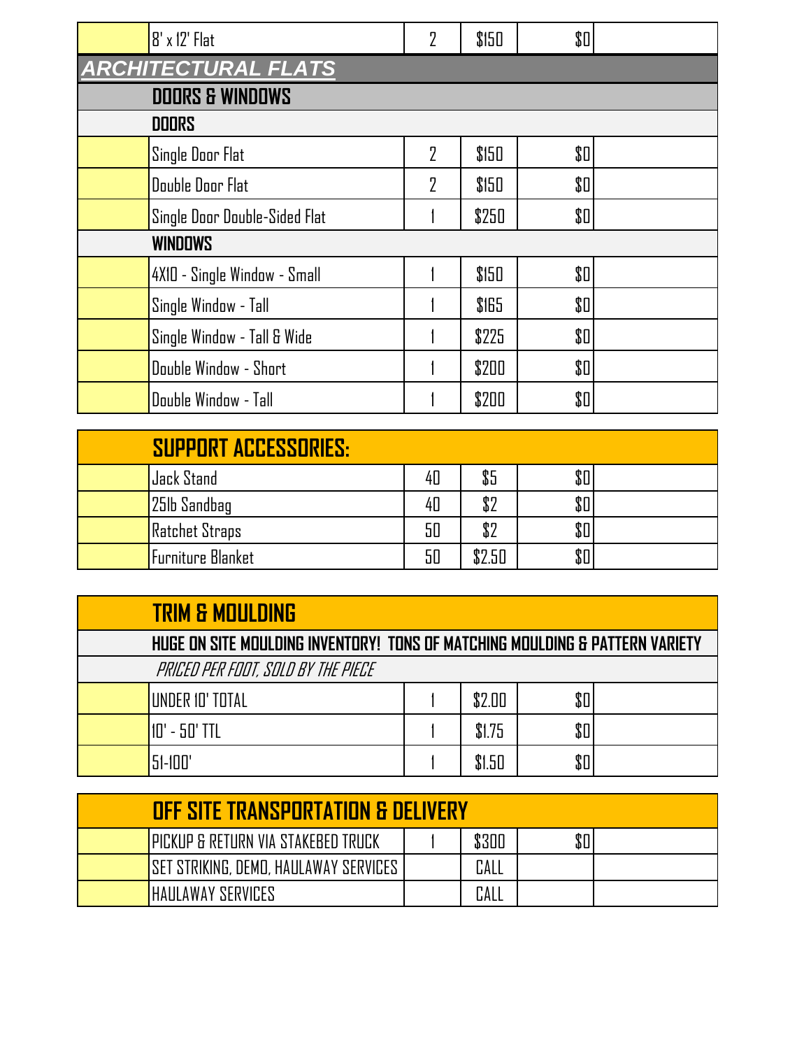| | | | | | |
|---|---|---|---|---|---|
| | 8' x 12' Flat | 2 | $150 | $0 | |

## ARCHITECTURAL FLATS

| | | | | | |
|---|---|---|---|---|---|
| | **DOORS & WINDOWS** | | | | |
| | **DOORS** | | | | |
| | Single Door Flat | 2 | $150 | $0 | |
| | Double Door Flat | 2 | $150 | $0 | |
| | Single Door Double-Sided Flat | 1 | $250 | $0 | |
| | **WINDOWS** | | | | |
| | 4X10 - Single Window - Small | 1 | $150 | $0 | |
| | Single Window - Tall | 1 | $165 | $0 | |
| | Single Window - Tall & Wide | 1 | $225 | $0 | |
| | Double Window - Short | 1 | $200 | $0 | |
| | Double Window - Tall | 1 | $200 | $0 | |

| | **SUPPORT ACCESSORIES:** | | | | |
|---|---|---|---|---|---|
| | Jack Stand | 40 | $5 | $0 | |
| | 25lb Sandbag | 40 | $2 | $0 | |
| | Ratchet Straps | 50 | $2 | $0 | |
| | Furniture Blanket | 50 | $2.50 | $0 | |

| | **TRIM & MOULDING** | | | | |
|---|---|---|---|---|---|
| | **HUGE ON SITE MOULDING INVENTORY! TONS OF MATCHING MOULDING & PATTERN VARIETY** | | | | |
| | *PRICED PER FOOT, SOLD BY THE PIECE* | | | | |
| | UNDER 10' TOTAL | 1 | $2.00 | $0 | |
| | 10' - 50' TTL | 1 | $1.75 | $0 | |
| | 51-100' | 1 | $1.50 | $0 | |

| | **OFF SITE TRANSPORTATION & DELIVERY** | | | | |
|---|---|---|---|---|---|
| | PICKUP & RETURN VIA STAKEBED TRUCK | 1 | $300 | $0 | |
| | SET STRIKING, DEMO, HAULAWAY SERVICES | | CALL | | |
| | HAULAWAY SERVICES | | CALL | | |